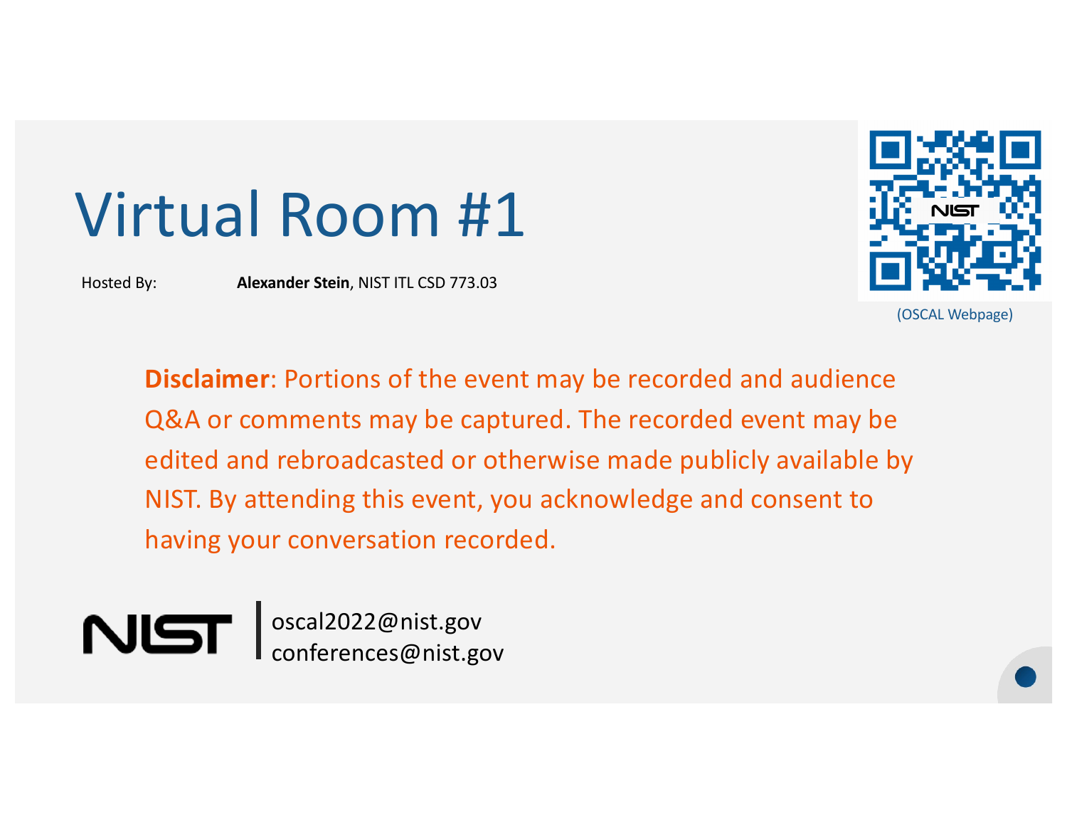# Virtual Room #1

Hosted By: **Alexander Stein**, NIST ITL CSD 773.03

(OSCAL Webpage)

**Disclaimer**: Portions of the event may be recorded and audience Q&A or comments may be captured. The recorded event may be edited and rebroadcasted or otherwise made publicly available by NIST. By attending this event, you acknowledge and consent to having your conversation recorded.

NIST | oscal2022@nist.gov
conferences@nist.gov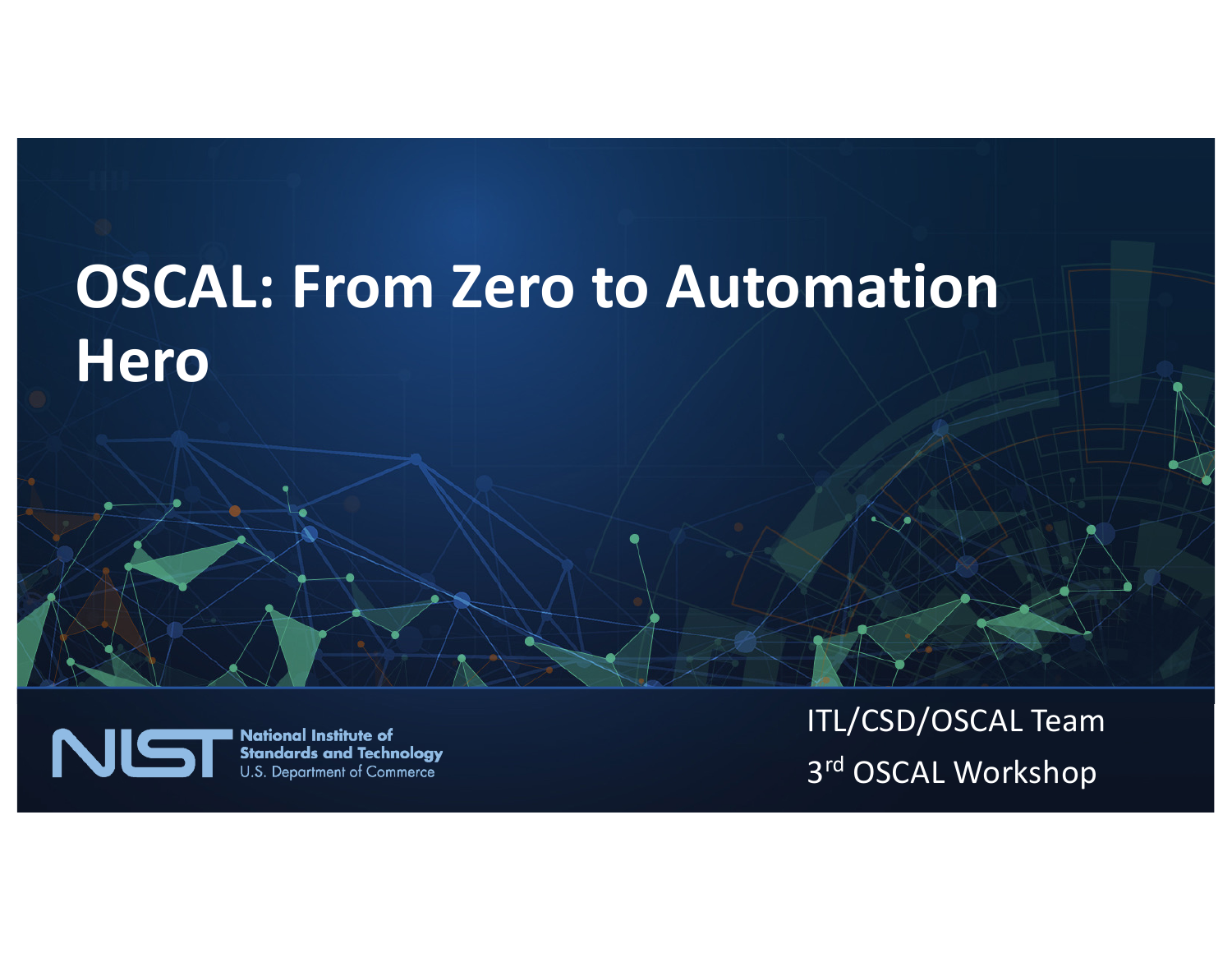# OSCAL: From Zero to Automation Hero

National Institute of Standards and Technology
U.S. Department of Commerce

ITL/CSD/OSCAL Team

3rd OSCAL Workshop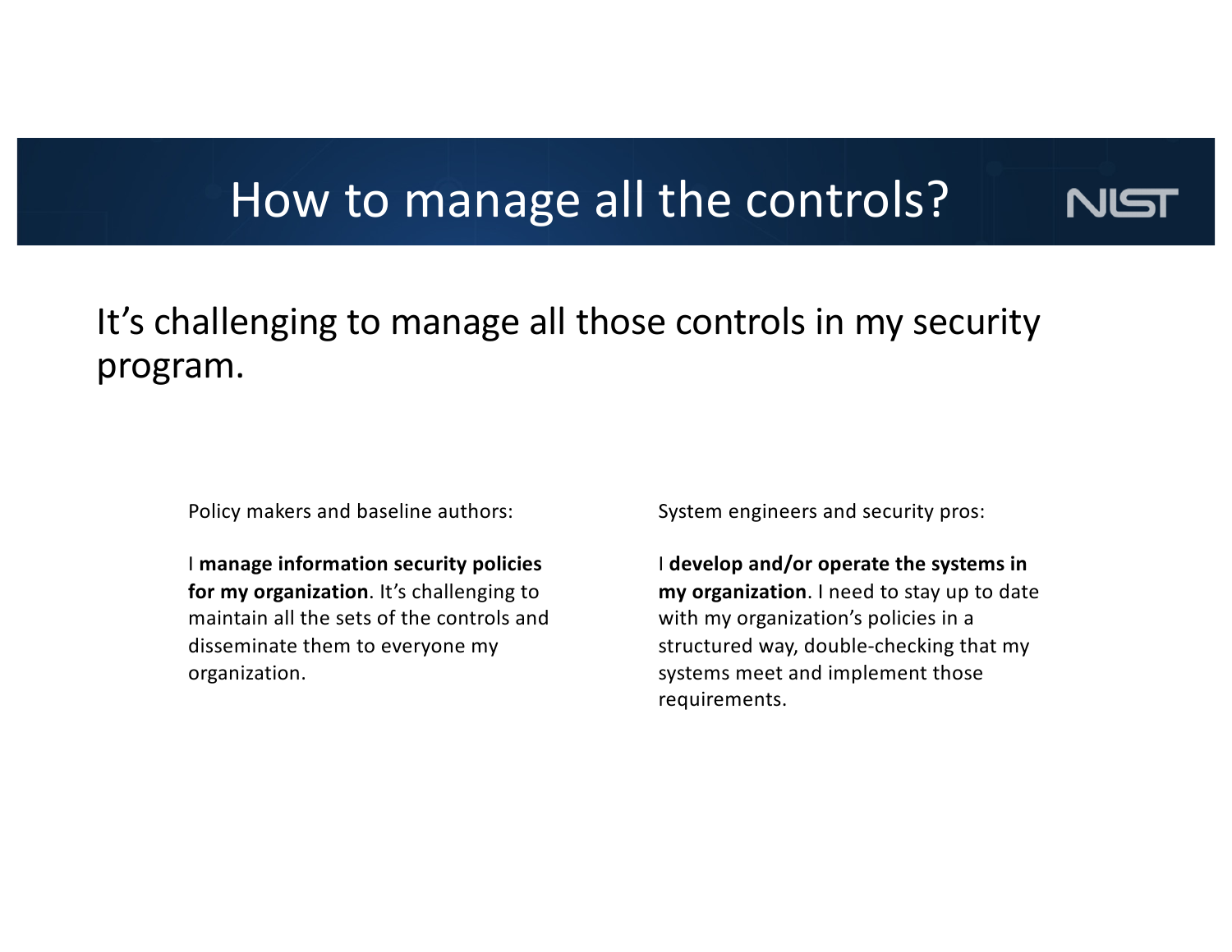# How to manage all the controls?

It's challenging to manage all those controls in my security program.

Policy makers and baseline authors:

I **manage information security policies for my organization**. It's challenging to maintain all the sets of the controls and disseminate them to everyone my organization.

System engineers and security pros:

I **develop and/or operate the systems in my organization**. I need to stay up to date with my organization's policies in a structured way, double-checking that my systems meet and implement those requirements.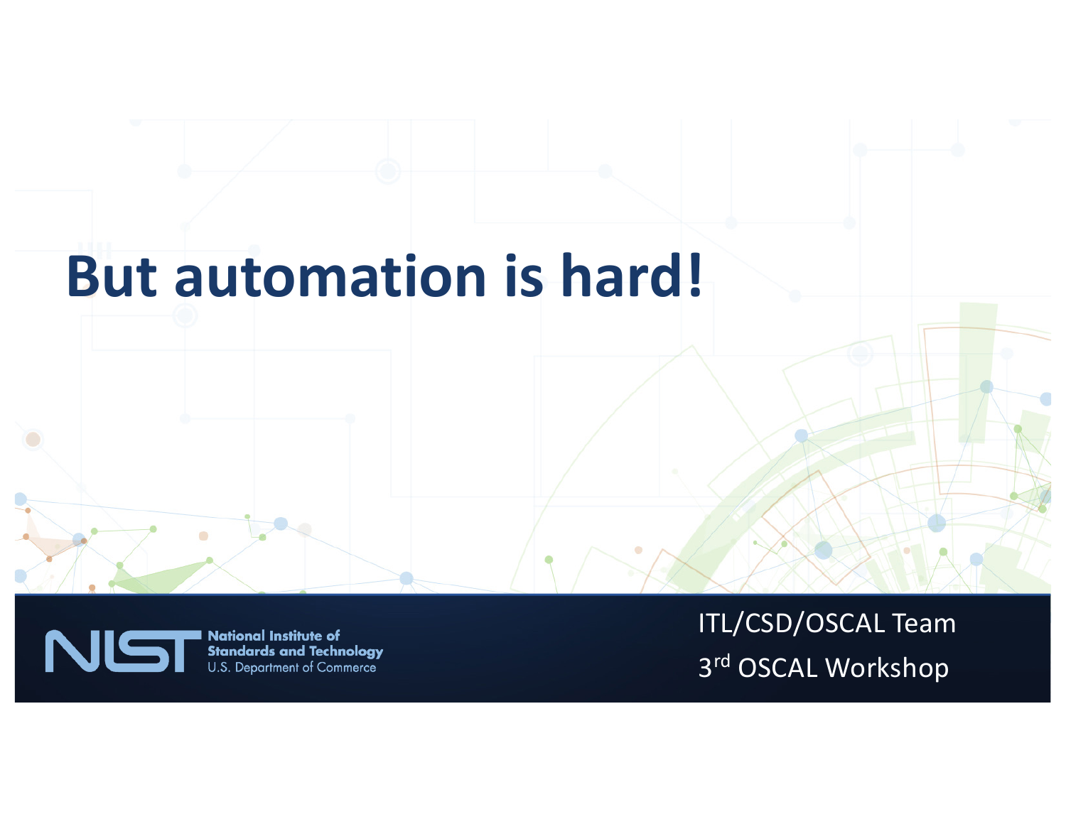# But automation is hard!

ITL/CSD/OSCAL Team

3rd OSCAL Workshop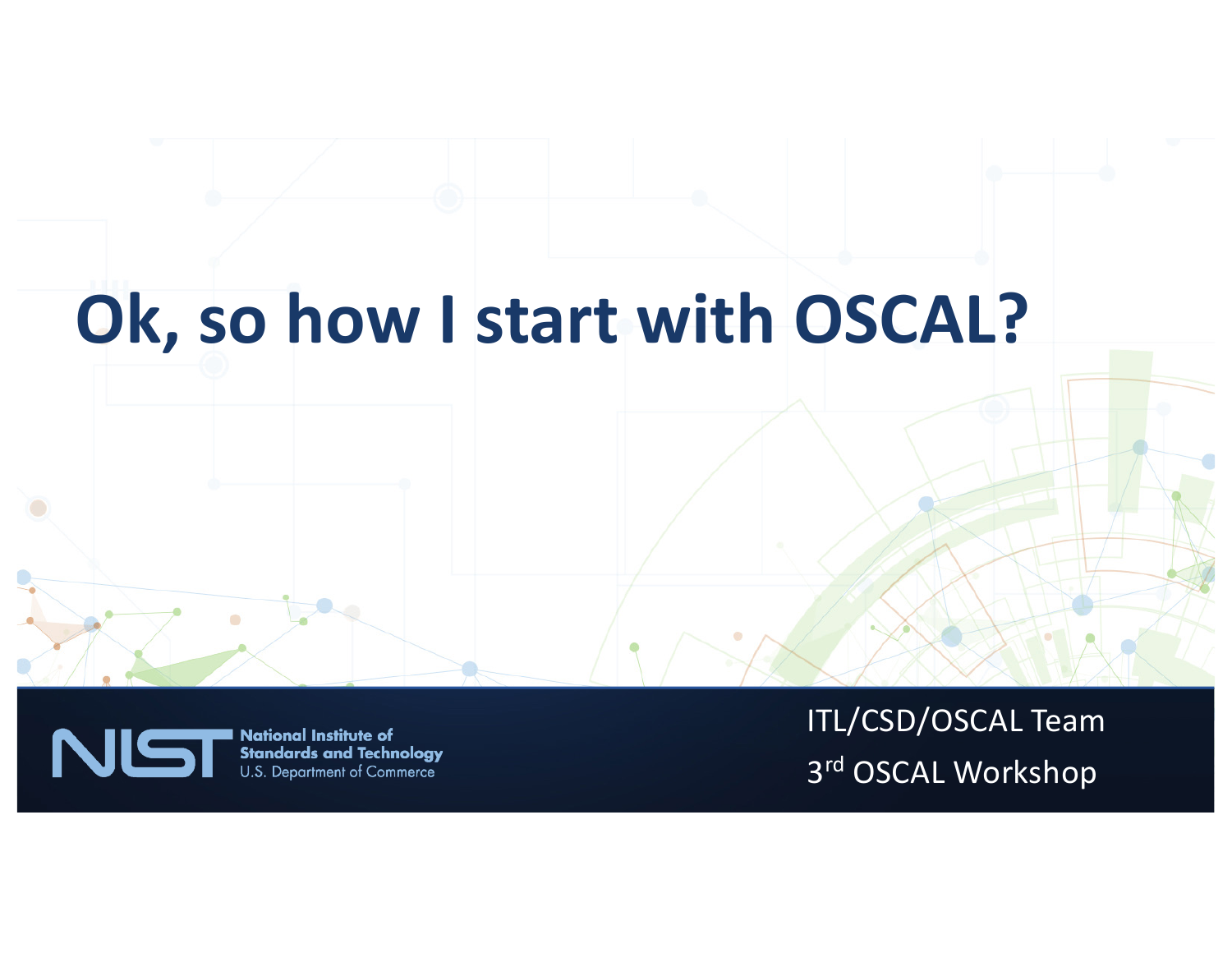# Ok, so how I start with OSCAL?

National Institute of Standards and Technology
U.S. Department of Commerce

ITL/CSD/OSCAL Team

3rd OSCAL Workshop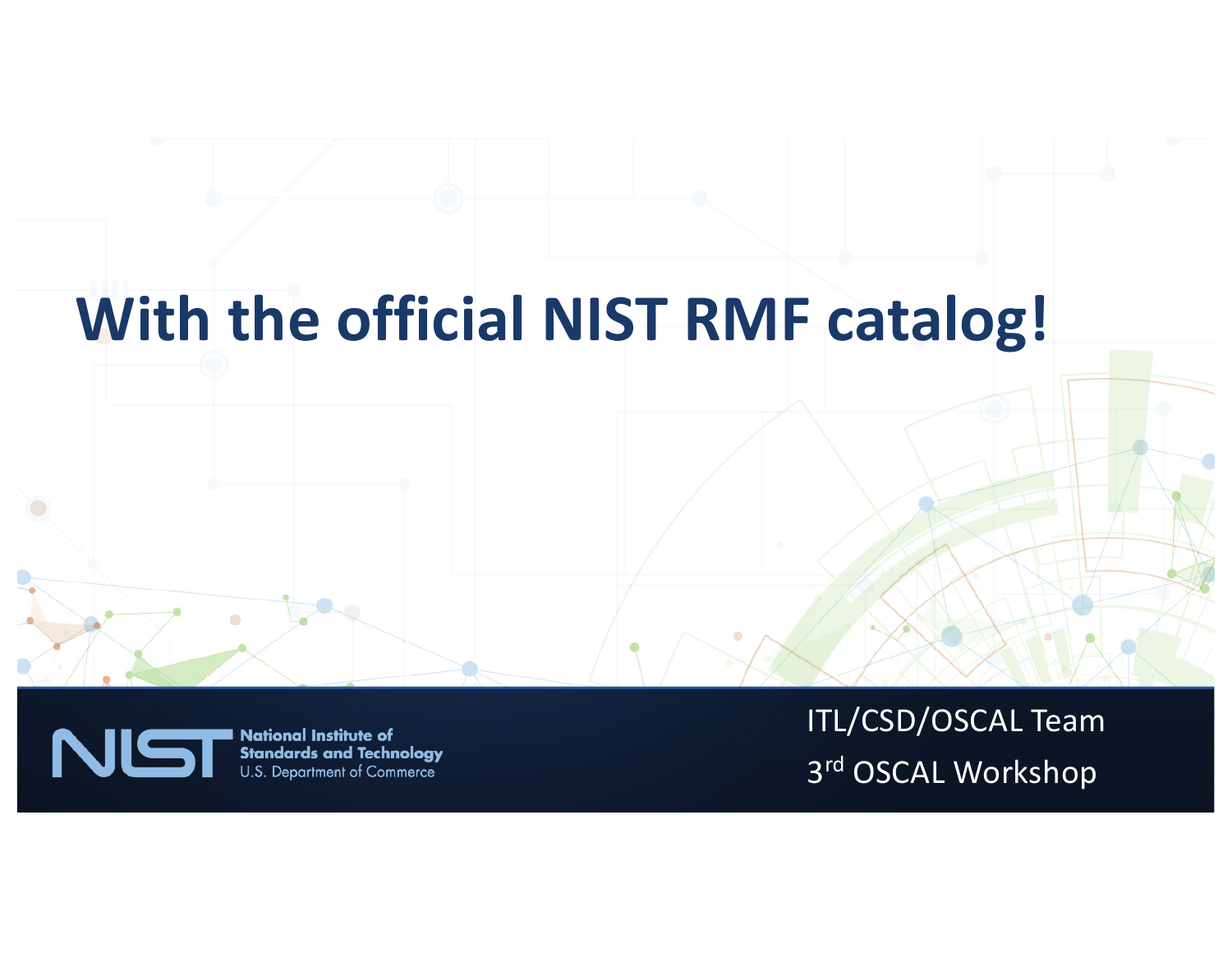# With the official NIST RMF catalog!

ITL/CSD/OSCAL Team

3rd OSCAL Workshop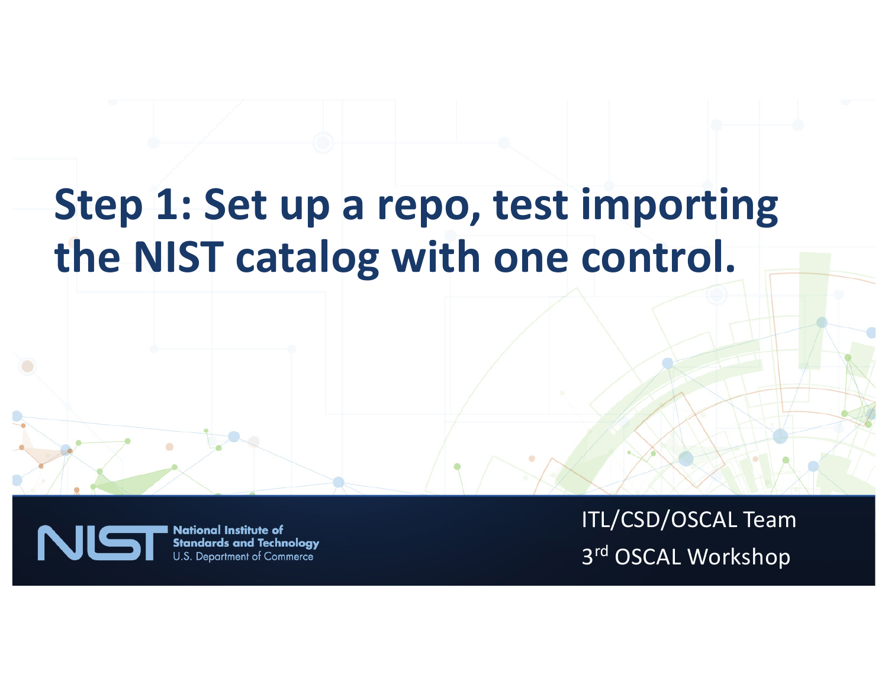# Step 1: Set up a repo, test importing the NIST catalog with one control.

ITL/CSD/OSCAL Team

3rd OSCAL Workshop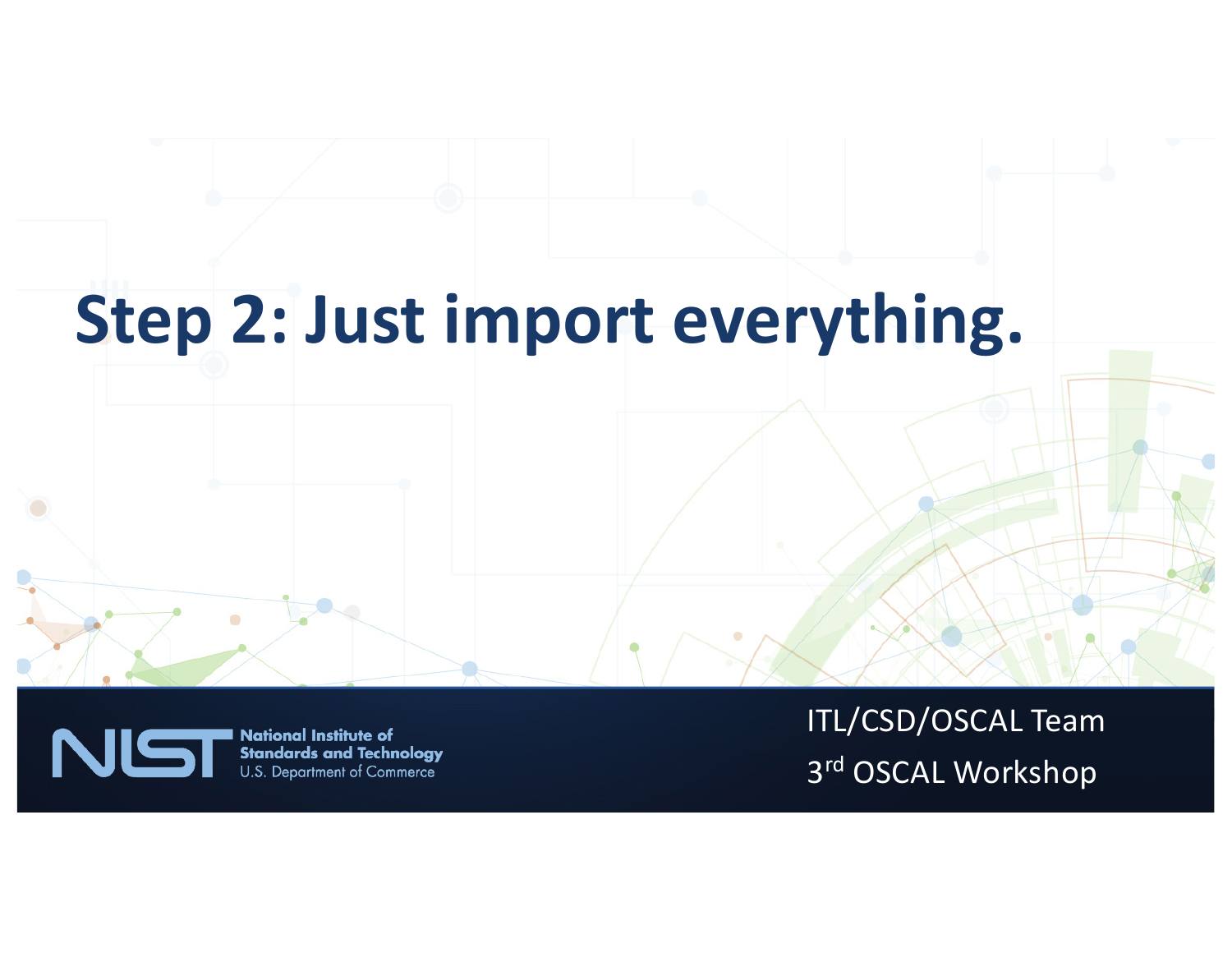# Step 2: Just import everything.

ITL/CSD/OSCAL Team

3rd OSCAL Workshop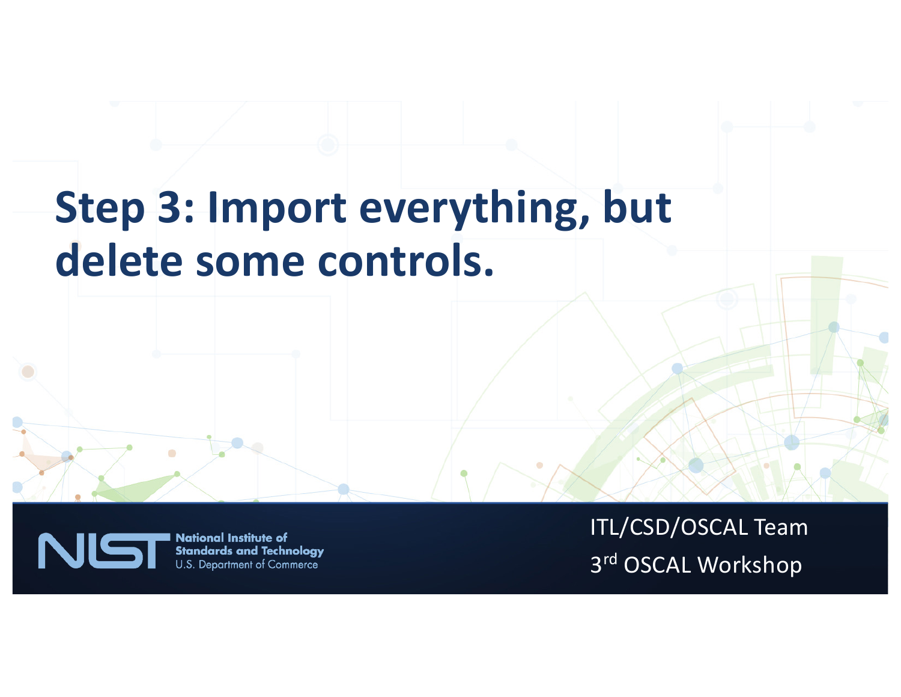# Step 3: Import everything, but delete some controls.

National Institute of Standards and Technology
U.S. Department of Commerce

ITL/CSD/OSCAL Team
3rd OSCAL Workshop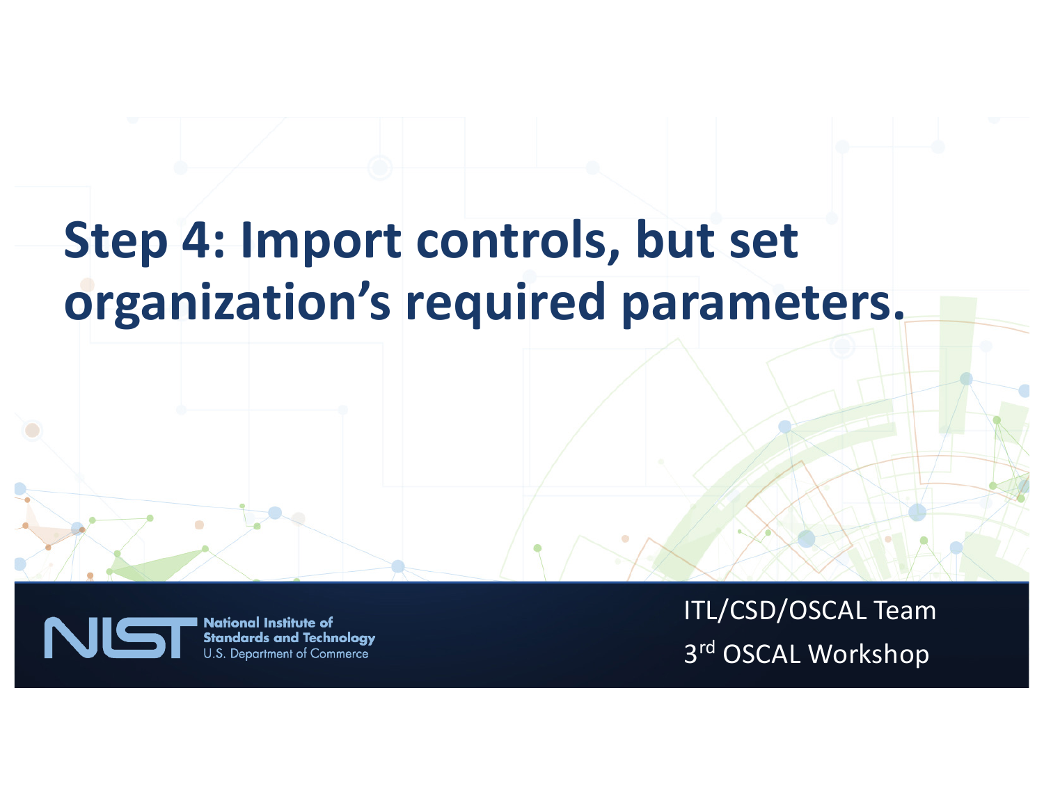# Step 4: Import controls, but set organization's required parameters.

ITL/CSD/OSCAL Team

3rd OSCAL Workshop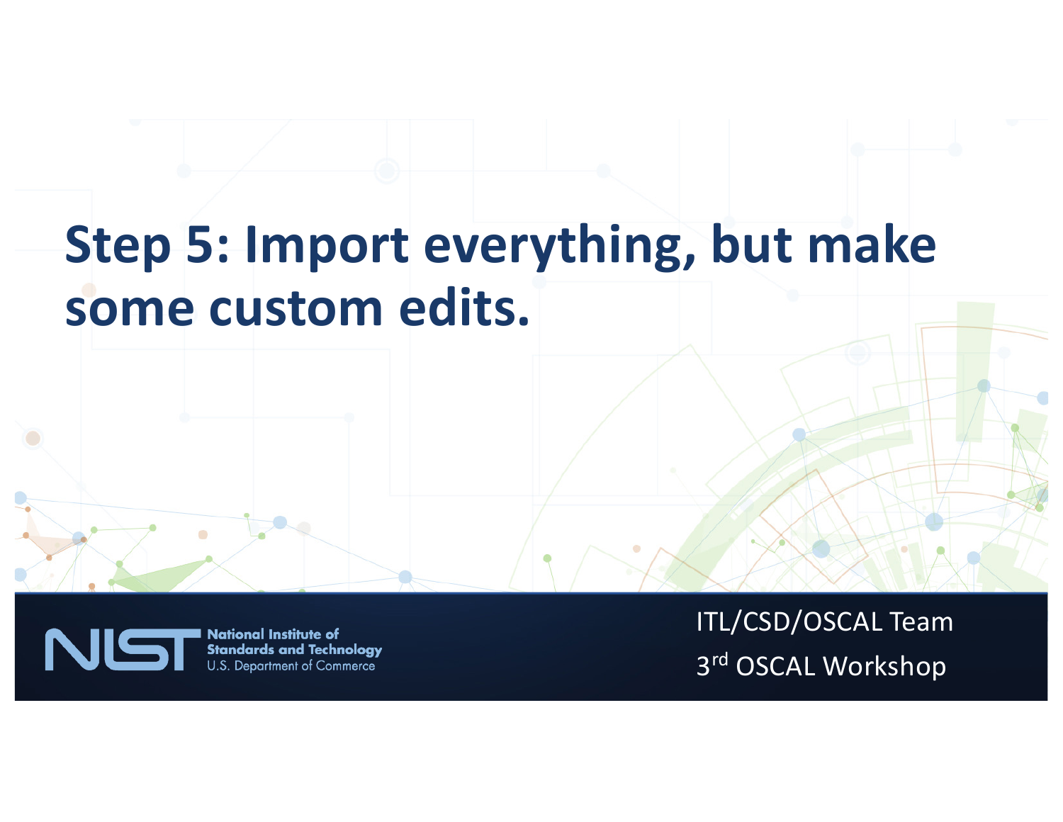# Step 5: Import everything, but make some custom edits.

ITL/CSD/OSCAL Team

3rd OSCAL Workshop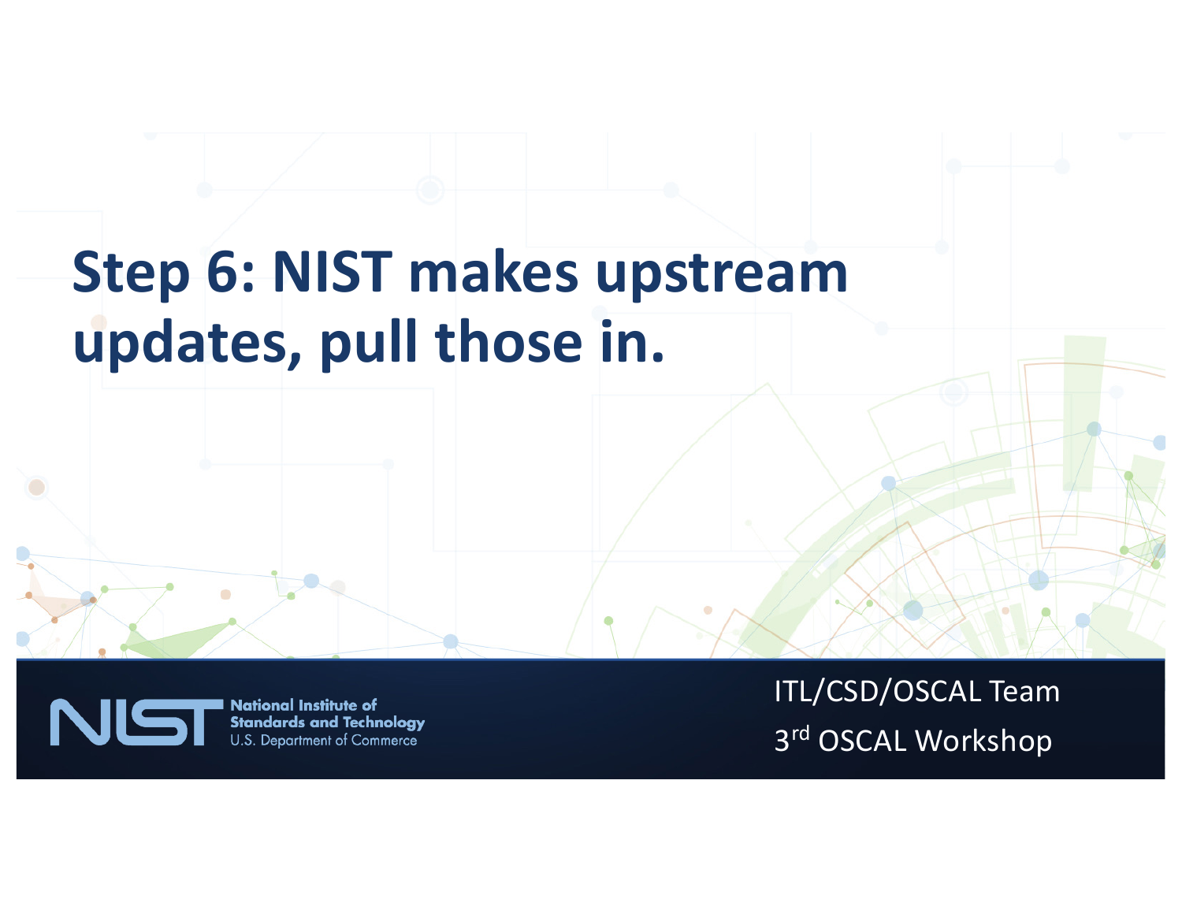# Step 6: NIST makes upstream updates, pull those in.

ITL/CSD/OSCAL Team

3rd OSCAL Workshop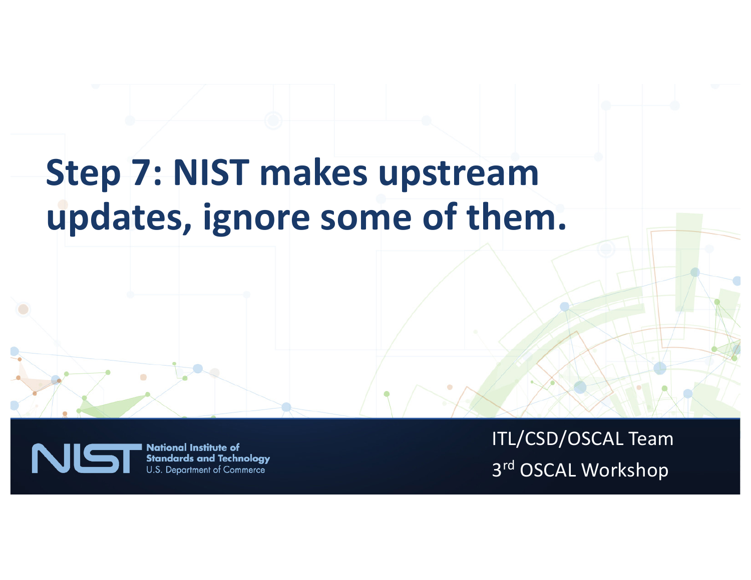# Step 7: NIST makes upstream updates, ignore some of them.

ITL/CSD/OSCAL Team

3rd OSCAL Workshop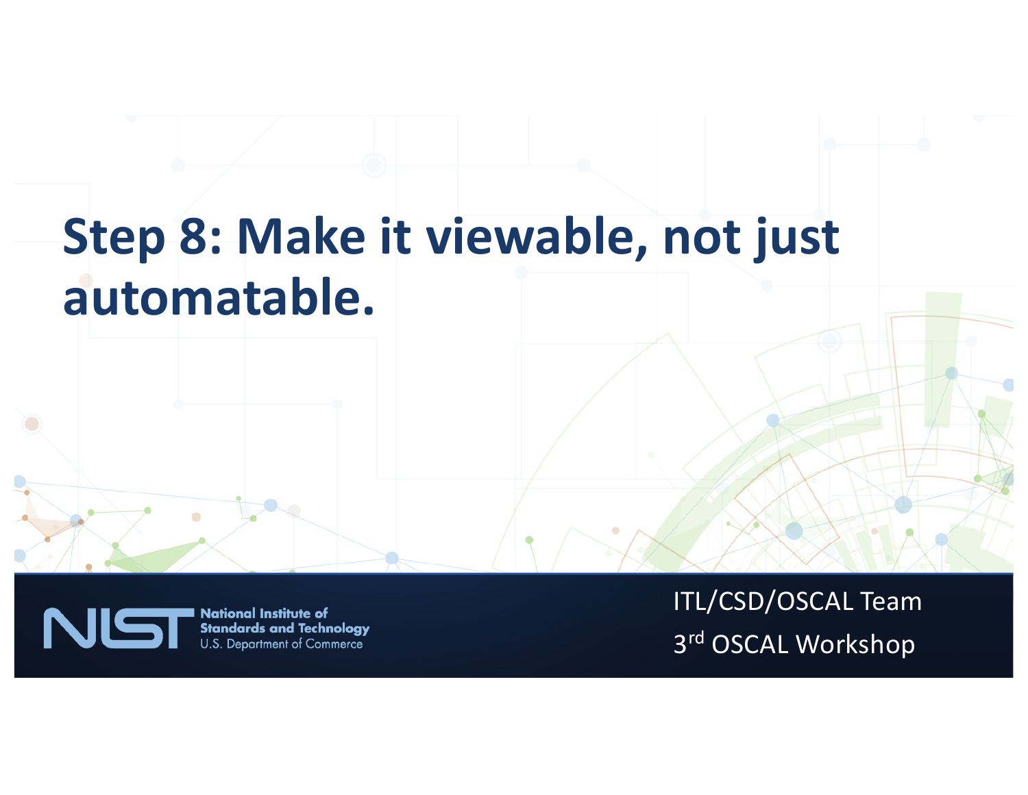# Step 8: Make it viewable, not just automatable.

National Institute of Standards and Technology
U.S. Department of Commerce

ITL/CSD/OSCAL Team

3rd OSCAL Workshop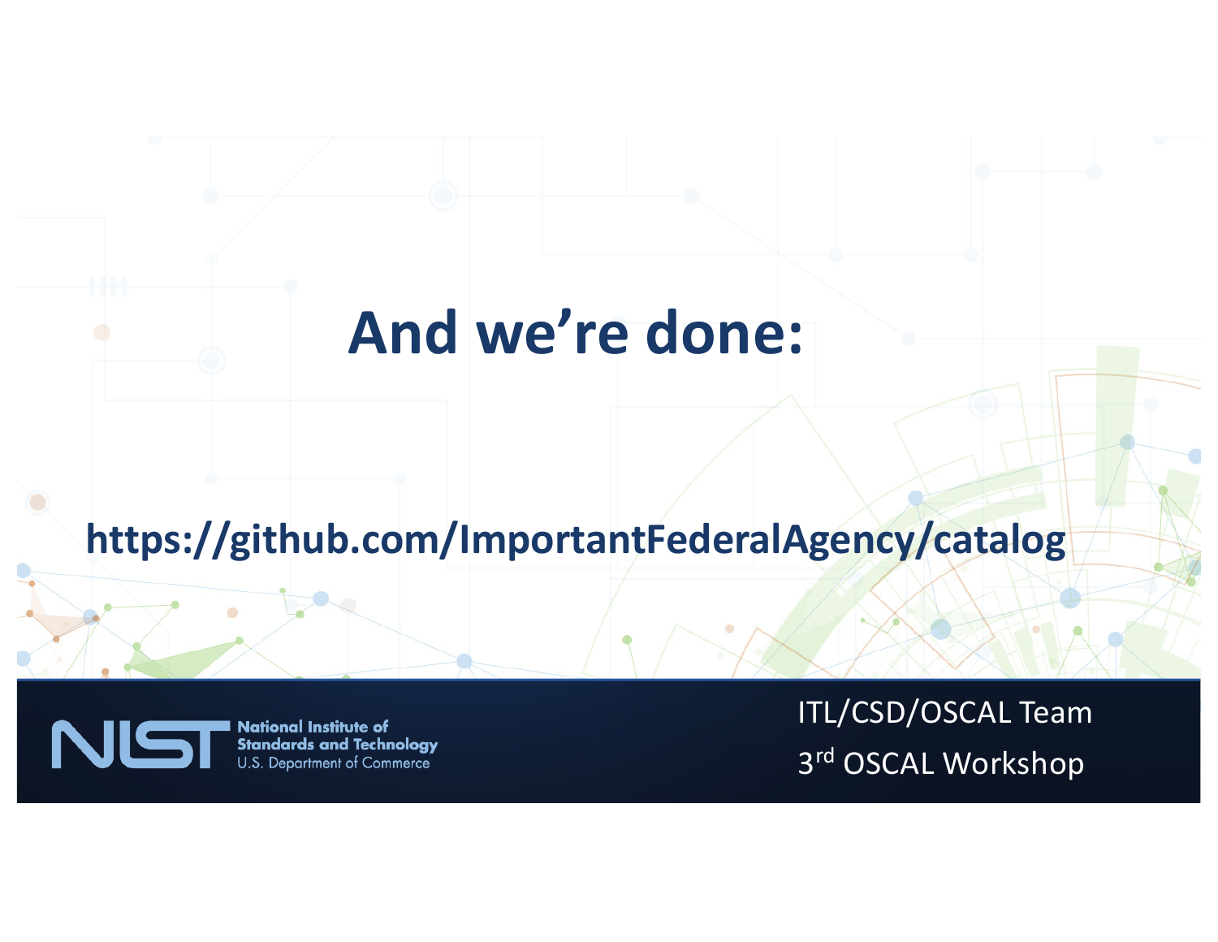# And we’re done:

**https://github.com/ImportantFederalAgency/catalog**

National Institute of Standards and Technology
U.S. Department of Commerce

ITL/CSD/OSCAL Team

3rd OSCAL Workshop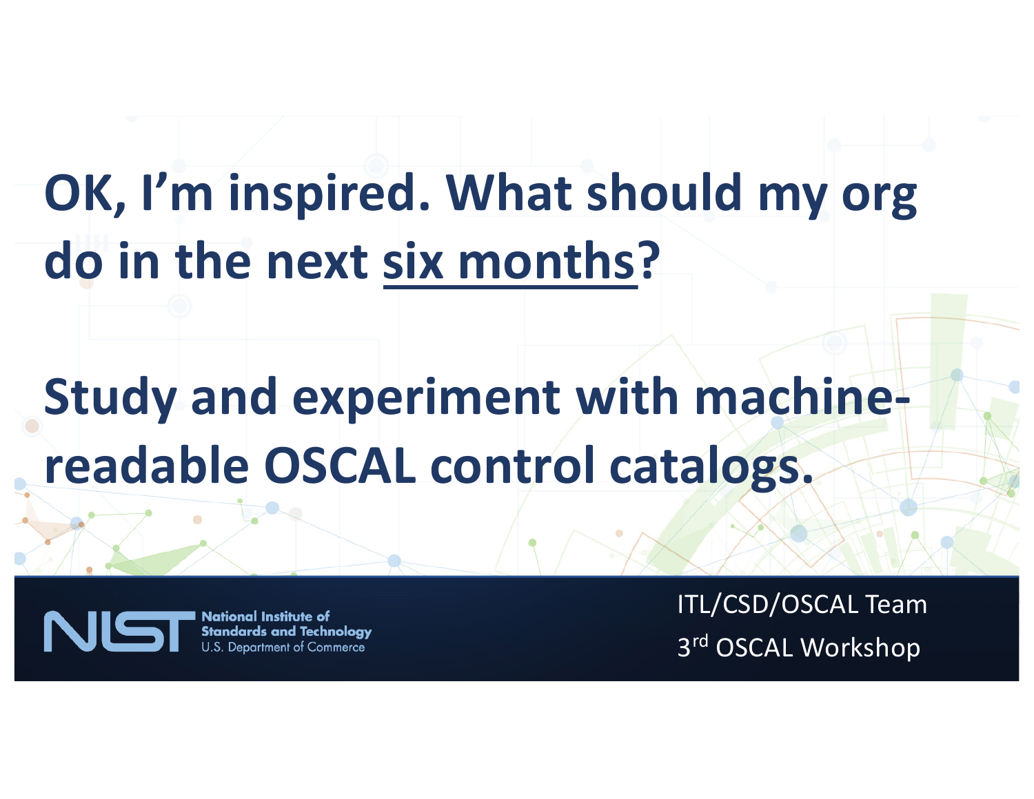# OK, I'm inspired. What should my org do in the next six months?

# Study and experiment with machine-readable OSCAL control catalogs.

National Institute of Standards and Technology
U.S. Department of Commerce

ITL/CSD/OSCAL Team
3rd OSCAL Workshop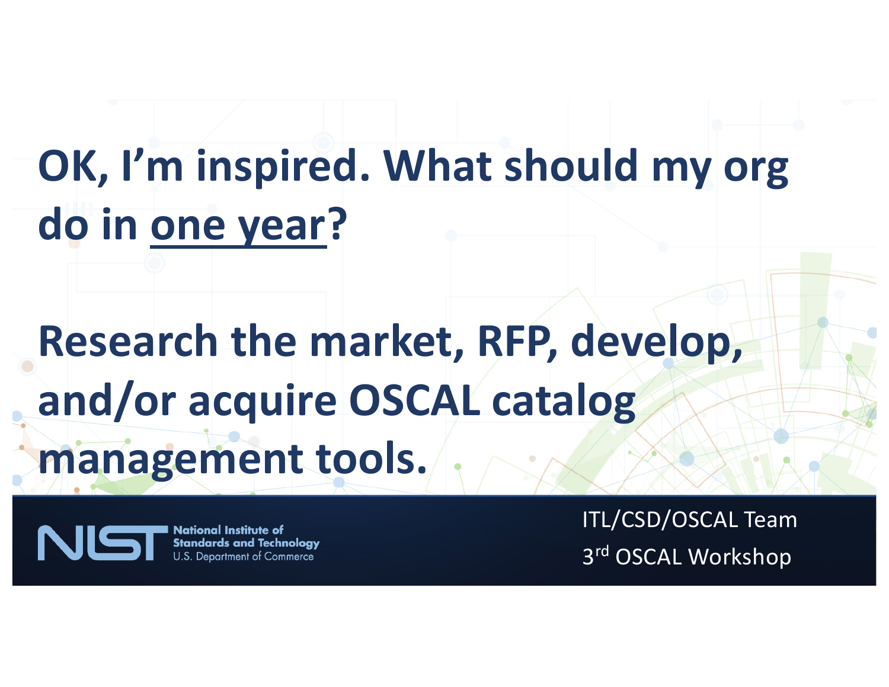# OK, I'm inspired. What should my org do in one year?

**Research the market, RFP, develop, and/or acquire OSCAL catalog management tools.**

ITL/CSD/OSCAL Team
3rd OSCAL Workshop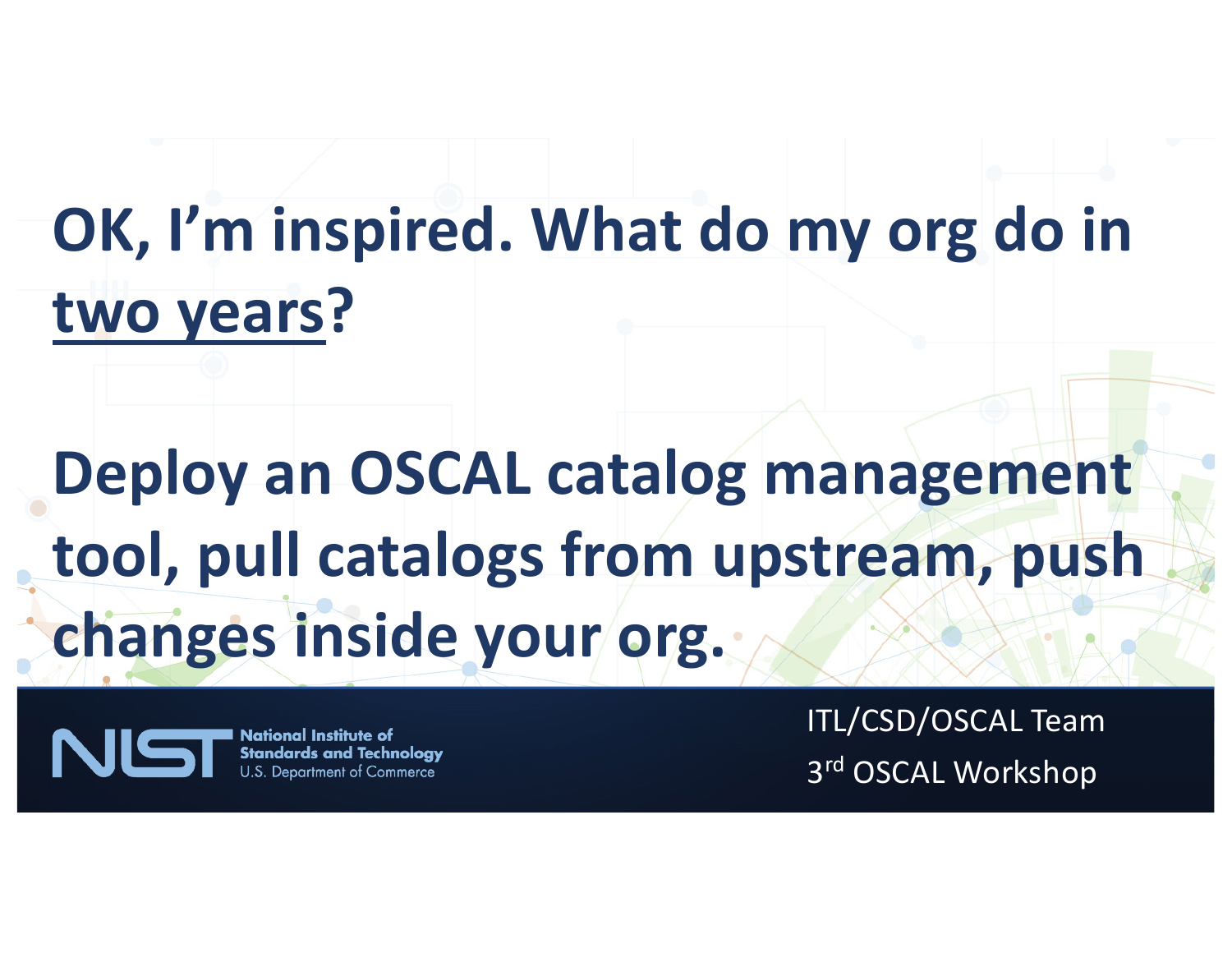# OK, I'm inspired. What do my org do in <u>two years</u>?

# Deploy an OSCAL catalog management tool, pull catalogs from upstream, push changes inside your org.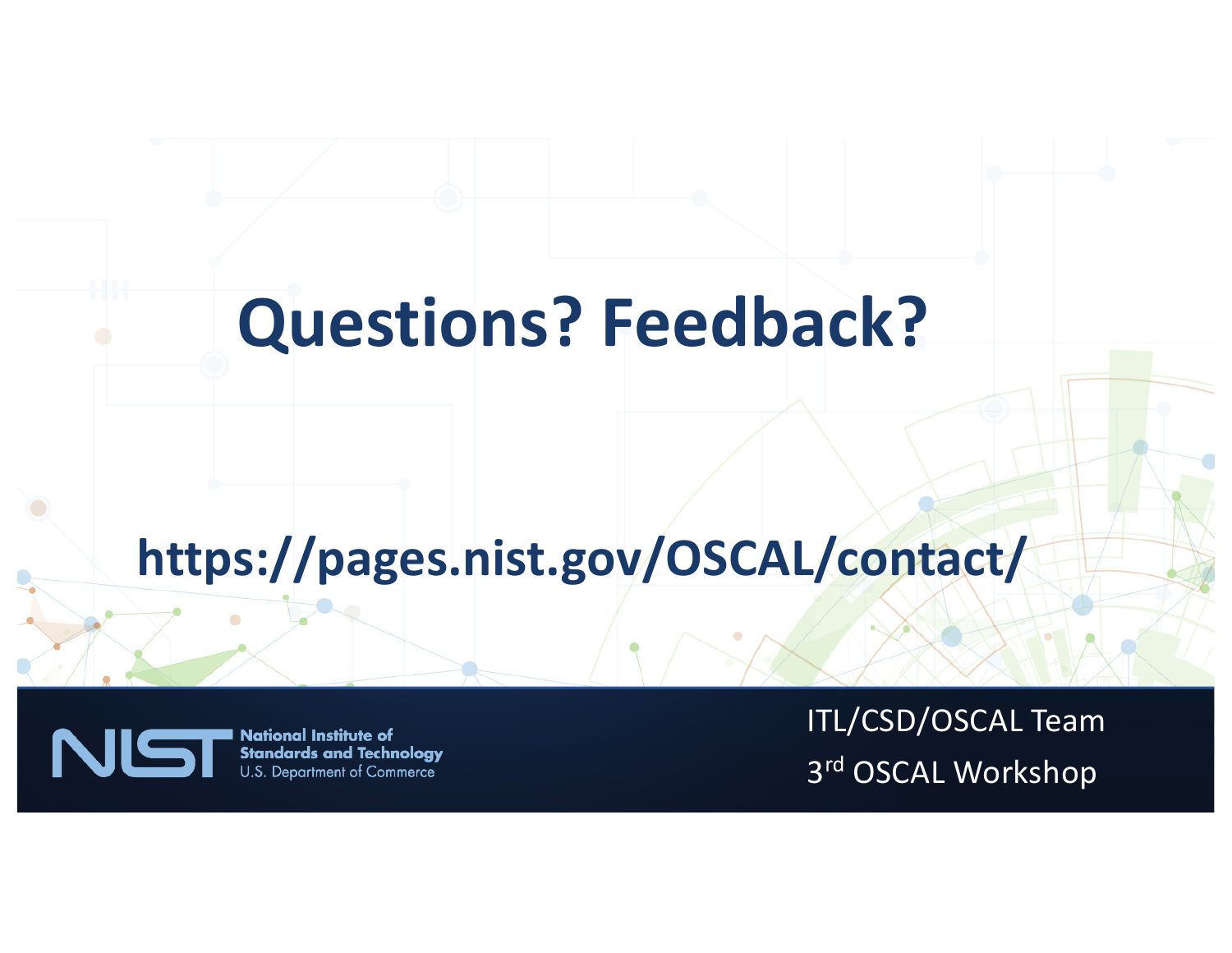# Questions? Feedback?

**https://pages.nist.gov/OSCAL/contact/**

National Institute of Standards and Technology
U.S. Department of Commerce

ITL/CSD/OSCAL Team

3rd OSCAL Workshop